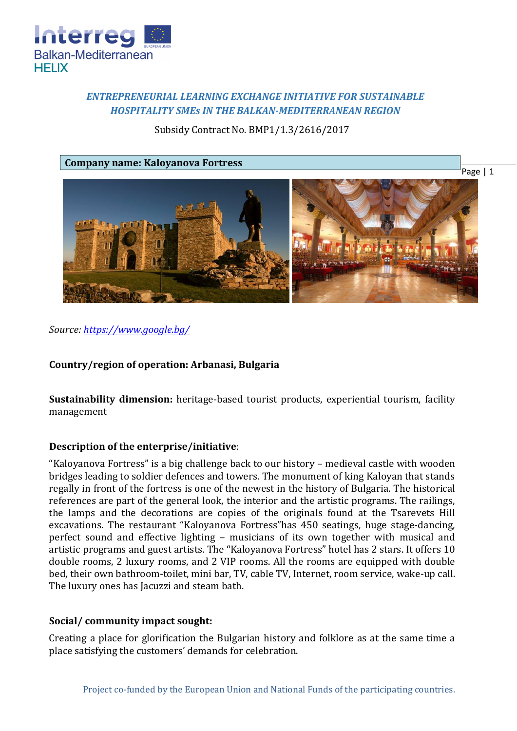*ENTREPRENEURIAL LEARNING EXCHANGE INITIATIVE FOR SUSTAINABLE HOSPITALITY SMEs IN THE BALKAN-MEDITERRANEAN REGION*

Subsidy Contract No. BMP1/1.3/2616/2017

**Company name: Kaloyanova Fortress**

*Source: https://www.google.bg/*

**Country/region of operation: Arbanasi, Bulgaria**

**Sustainability dimension:** heritage-based tourist products, experiential tourism, facility management

**Description of the enterprise/initiative**:

"Kaloyanova Fortress" is a big challenge back to our history – medieval castle with wooden bridges leading to soldier defences and towers. The monument of king Kaloyan that stands regally in front of the fortress is one of the newest in the history of Bulgaria. The historical references are part of the general look, the interior and the artistic programs. The railings, the lamps and the decorations are copies of the originals found at the Tsarevets Hill excavations. The restaurant "Kaloyanova Fortress"has 450 seatings, huge stage-dancing, perfect sound and effective lighting – musicians of its own together with musical and artistic programs and guest artists. The "Kaloyanova Fortress" hotel has 2 stars. It offers 10 double rooms, 2 luxury rooms, and 2 VIP rooms. All the rooms are equipped with double bed, their own bathroom-toilet, mini bar, TV, cable TV, Internet, room service, wake-up call. The luxury ones has Jacuzzi and steam bath.

**Social/ community impact sought:**

Creating a place for glorification the Bulgarian history and folklore as at the same time a place satisfying the customers' demands for celebration.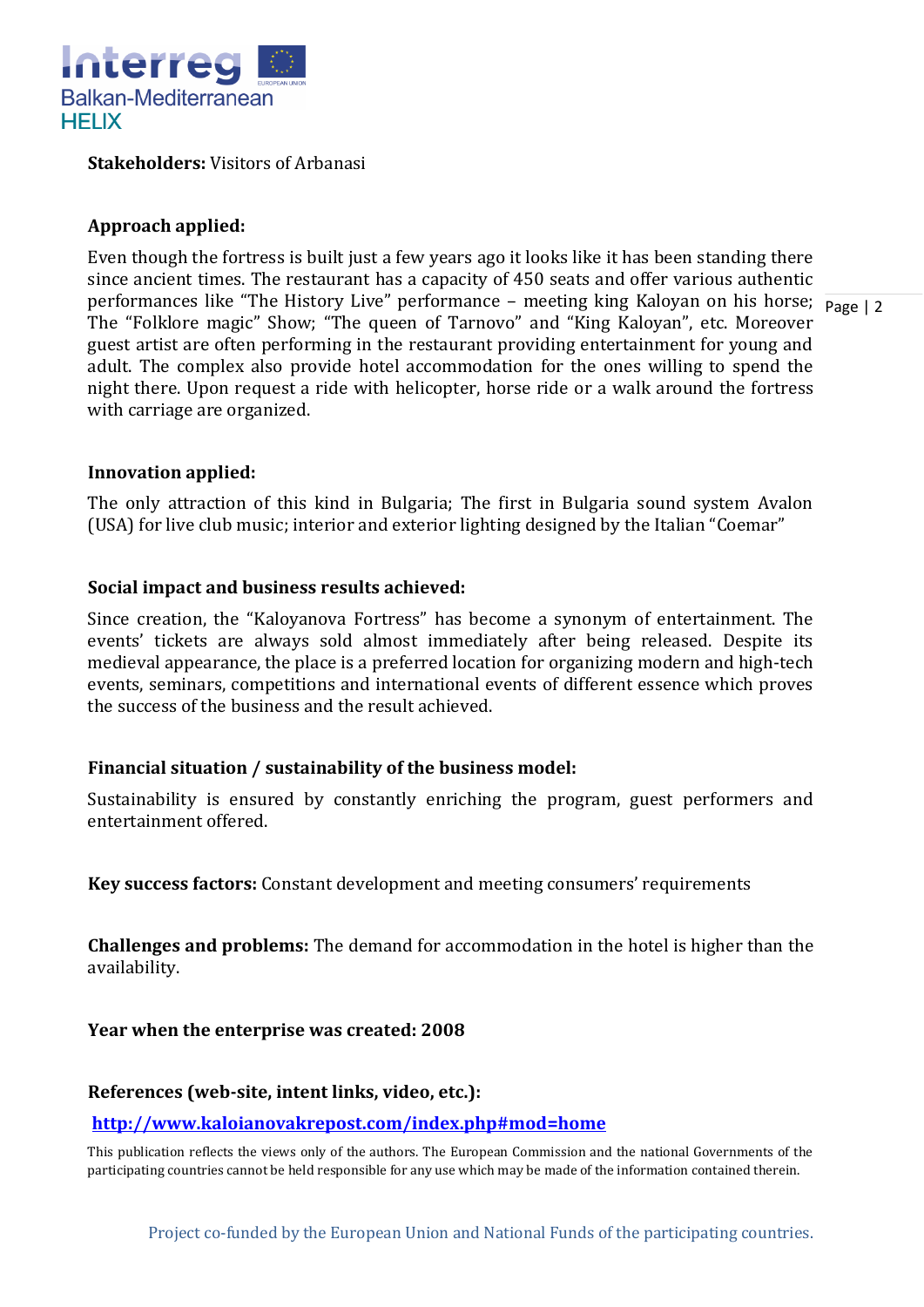**Stakeholders:** Visitors of Arbanasi

**Approach applied:**

Even though the fortress is built just a few years ago it looks like it has been standing there since ancient times. The restaurant has a capacity of 450 seats and offer various authentic performances like "The History Live" performance – meeting king Kaloyan on his horse; The "Folklore magic" Show; "The queen of Tarnovo" and "King Kaloyan", etc. Moreover guest artist are often performing in the restaurant providing entertainment for young and adult. The complex also provide hotel accommodation for the ones willing to spend the night there. Upon request a ride with helicopter, horse ride or a walk around the fortress with carriage are organized.

**Innovation applied:**

The only attraction of this kind in Bulgaria; The first in Bulgaria sound system Avalon (USA) for live club music; interior and exterior lighting designed by the Italian "Coemar"

**Social impact and business results achieved:**

Since creation, the "Kaloyanova Fortress" has become a synonym of entertainment. The events' tickets are always sold almost immediately after being released. Despite its medieval appearance, the place is a preferred location for organizing modern and high-tech events, seminars, competitions and international events of different essence which proves the success of the business and the result achieved.

**Financial situation / sustainability of the business model:**

Sustainability is ensured by constantly enriching the program, guest performers and entertainment offered.

**Key success factors:** Constant development and meeting consumers' requirements

**Challenges and problems:** The demand for accommodation in the hotel is higher than the availability.

**Year when the enterprise was created: 2008**

**References (web-site, intent links, video, etc.):**

**http://www.kaloianovakrepost.com/index.php#mod=home**

This publication reflects the views only of the authors. The European Commission and the national Governments of the participating countries cannot be held responsible for any use which may be made of the information contained therein.

Project co-funded by the European Union and National Funds of the participating countries.